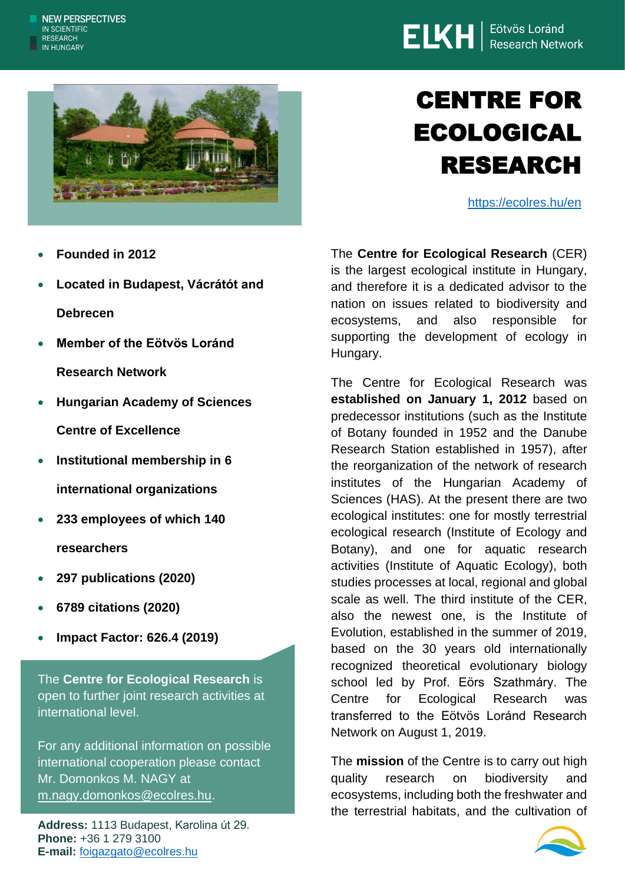NEW PERSPECTIVES IN SCIENTIFIC RESEARCH IN HUNGARY

ELKH | Eötvös Loránd Research Network

# CENTRE FOR ECOLOGICAL RESEARCH

https://ecolres.hu/en

- **Founded in 2012**
- **Located in Budapest, Vácrátót and Debrecen**
- **Member of the Eötvös Loránd Research Network**
- **Hungarian Academy of Sciences Centre of Excellence**
- **Institutional membership in 6 international organizations**
- **233 employees of which 140 researchers**
- **297 publications (2020)**
- **6789 citations (2020)**
- **Impact Factor: 626.4 (2019)**

The **Centre for Ecological Research** is open to further joint research activities at international level.

For any additional information on possible international cooperation please contact Mr. Domonkos M. NAGY at m.nagy.domonkos@ecolres.hu.

**Address:** 1113 Budapest, Karolina út 29.
**Phone:** +36 1 279 3100
**E-mail:** foigazgato@ecolres.hu

The **Centre for Ecological Research** (CER) is the largest ecological institute in Hungary, and therefore it is a dedicated advisor to the nation on issues related to biodiversity and ecosystems, and also responsible for supporting the development of ecology in Hungary.

The Centre for Ecological Research was **established on January 1, 2012** based on predecessor institutions (such as the Institute of Botany founded in 1952 and the Danube Research Station established in 1957), after the reorganization of the network of research institutes of the Hungarian Academy of Sciences (HAS). At the present there are two ecological institutes: one for mostly terrestrial ecological research (Institute of Ecology and Botany), and one for aquatic research activities (Institute of Aquatic Ecology), both studies processes at local, regional and global scale as well. The third institute of the CER, also the newest one, is the Institute of Evolution, established in the summer of 2019, based on the 30 years old internationally recognized theoretical evolutionary biology school led by Prof. Eörs Szathmáry. The Centre for Ecological Research was transferred to the Eötvös Loránd Research Network on August 1, 2019.

The **mission** of the Centre is to carry out high quality research on biodiversity and ecosystems, including both the freshwater and the terrestrial habitats, and the cultivation of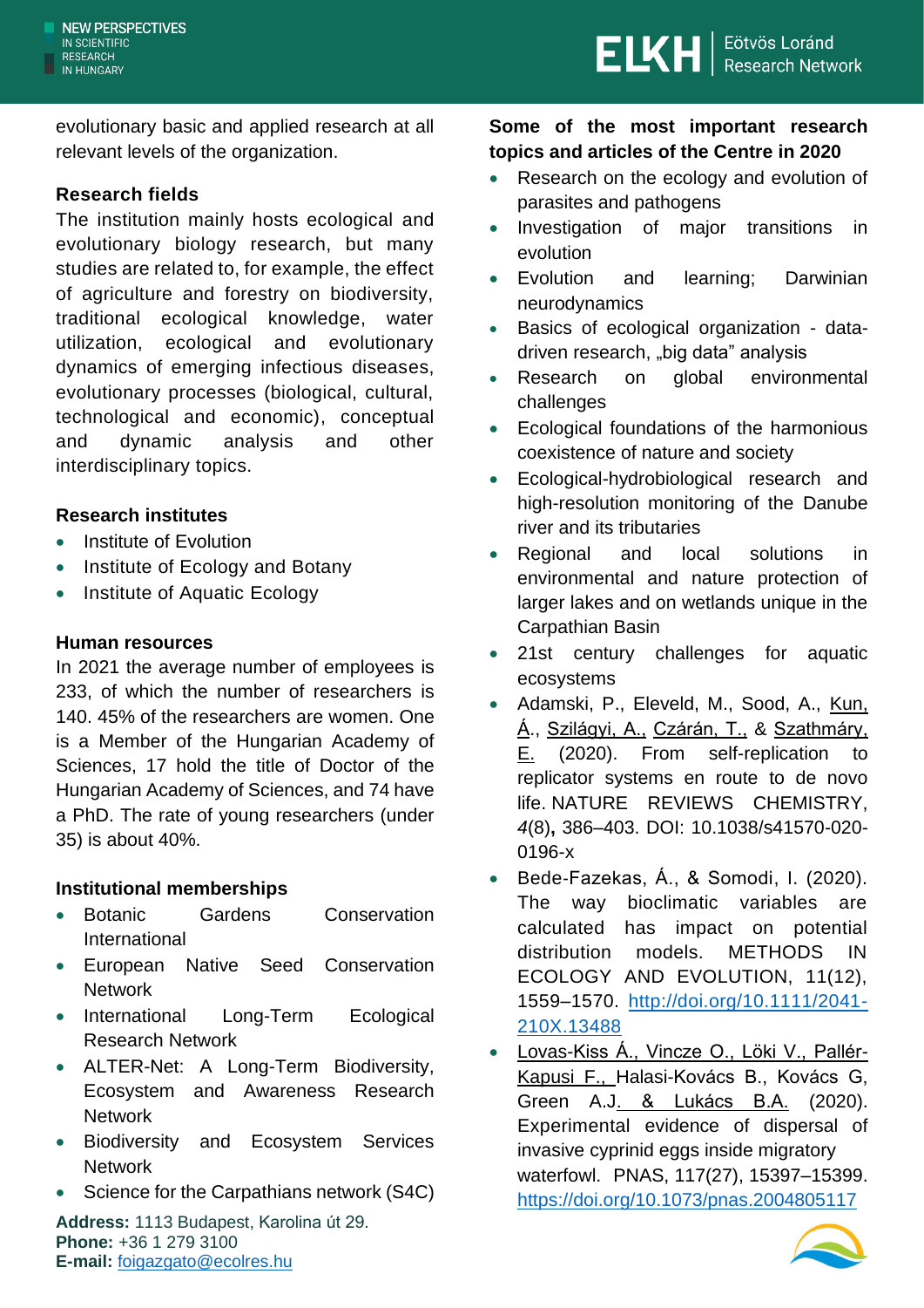evolutionary basic and applied research at all relevant levels of the organization.

### Research fields

The institution mainly hosts ecological and evolutionary biology research, but many studies are related to, for example, the effect of agriculture and forestry on biodiversity, traditional ecological knowledge, water utilization, ecological and evolutionary dynamics of emerging infectious diseases, evolutionary processes (biological, cultural, technological and economic), conceptual and dynamic analysis and other interdisciplinary topics.

### Research institutes

- Institute of Evolution
- Institute of Ecology and Botany
- Institute of Aquatic Ecology

### Human resources

In 2021 the average number of employees is 233, of which the number of researchers is 140. 45% of the researchers are women. One is a Member of the Hungarian Academy of Sciences, 17 hold the title of Doctor of the Hungarian Academy of Sciences, and 74 have a PhD. The rate of young researchers (under 35) is about 40%.

### Institutional memberships

- Botanic Gardens Conservation International
- European Native Seed Conservation Network
- International Long-Term Ecological Research Network
- ALTER-Net: A Long-Term Biodiversity, Ecosystem and Awareness Research Network
- Biodiversity and Ecosystem Services Network
- Science for the Carpathians network (S4C)

**Address:** 1113 Budapest, Karolina út 29.
**Phone:** +36 1 279 3100
**E-mail:** foigazgato@ecolres.hu

### Some of the most important research topics and articles of the Centre in 2020

- Research on the ecology and evolution of parasites and pathogens
- Investigation of major transitions in evolution
- Evolution and learning; Darwinian neurodynamics
- Basics of ecological organization - data-driven research, „big data" analysis
- Research on global environmental challenges
- Ecological foundations of the harmonious coexistence of nature and society
- Ecological-hydrobiological research and high-resolution monitoring of the Danube river and its tributaries
- Regional and local solutions in environmental and nature protection of larger lakes and on wetlands unique in the Carpathian Basin
- 21st century challenges for aquatic ecosystems
- Adamski, P., Eleveld, M., Sood, A., Kun, Á., Szilágyi, A., Czárán, T., & Szathmáry, E. (2020). From self-replication to replicator systems en route to de novo life. NATURE REVIEWS CHEMISTRY, *4*(8)**,** 386–403. DOI: 10.1038/s41570-020-0196-x
- Bede-Fazekas, Á., & Somodi, I. (2020). The way bioclimatic variables are calculated has impact on potential distribution models. METHODS IN ECOLOGY AND EVOLUTION, 11(12), 1559–1570. http://doi.org/10.1111/2041-210X.13488
- Lovas-Kiss Á., Vincze O., Löki V., Pallér-Kapusi F., Halasi-Kovács B., Kovács G, Green A.J. & Lukács B.A. (2020). Experimental evidence of dispersal of invasive cyprinid eggs inside migratory waterfowl. PNAS, 117(27), 15397–15399. https://doi.org/10.1073/pnas.2004805117